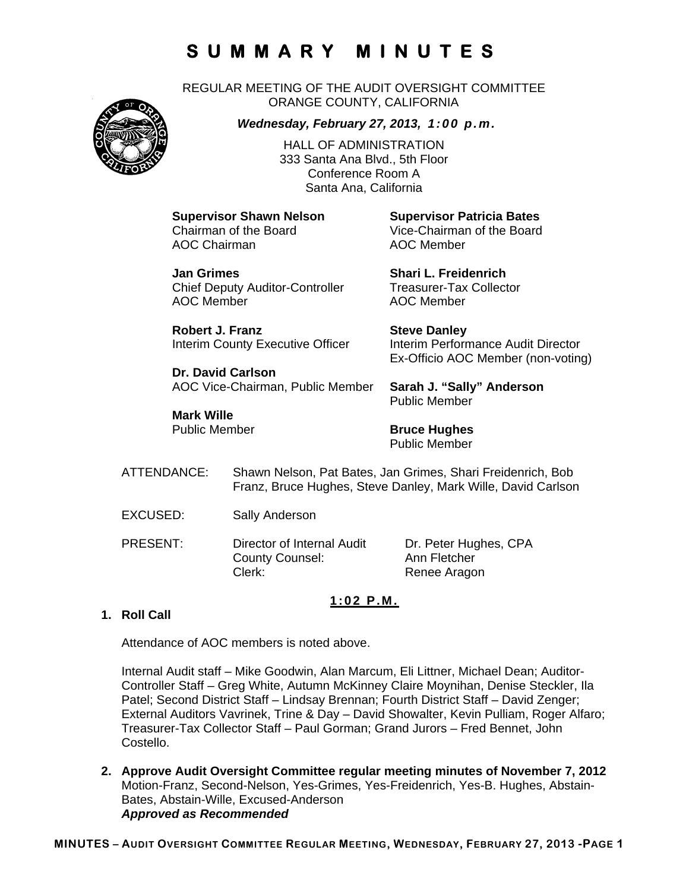# SUMMARY MINUTES

REGULAR MEETING OF THE AUDIT OVERSIGHT COMMITTEE
ORANGE COUNTY, CALIFORNIA

***Wednesday, February 27, 2013, 1:00 p.m.***

HALL OF ADMINISTRATION
333 Santa Ana Blvd., 5th Floor
Conference Room A
Santa Ana, California

**Supervisor Shawn Nelson**
Chairman of the Board
AOC Chairman

**Supervisor Patricia Bates**
Vice-Chairman of the Board
AOC Member

**Jan Grimes**
Chief Deputy Auditor-Controller
AOC Member

**Shari L. Freidenrich**
Treasurer-Tax Collector
AOC Member

**Robert J. Franz**
Interim County Executive Officer

**Steve Danley**
Interim Performance Audit Director
Ex-Officio AOC Member (non-voting)

**Dr. David Carlson**
AOC Vice-Chairman, Public Member

**Sarah J. "Sally" Anderson**
Public Member

**Mark Wille**
Public Member

**Bruce Hughes**
Public Member

ATTENDANCE: Shawn Nelson, Pat Bates, Jan Grimes, Shari Freidenrich, Bob Franz, Bruce Hughes, Steve Danley, Mark Wille, David Carlson

EXCUSED: Sally Anderson

PRESENT:

| | |
|---|---|
| Director of Internal Audit | Dr. Peter Hughes, CPA |
| County Counsel: | Ann Fletcher |
| Clerk: | Renee Aragon |

**1:02 P.M.**

**1. Roll Call**

Attendance of AOC members is noted above.

Internal Audit staff – Mike Goodwin, Alan Marcum, Eli Littner, Michael Dean; Auditor-Controller Staff – Greg White, Autumn McKinney Claire Moynihan, Denise Steckler, Ila Patel; Second District Staff – Lindsay Brennan; Fourth District Staff – David Zenger; External Auditors Vavrinek, Trine & Day – David Showalter, Kevin Pulliam, Roger Alfaro; Treasurer-Tax Collector Staff – Paul Gorman; Grand Jurors – Fred Bennet, John Costello.

**2. Approve Audit Oversight Committee regular meeting minutes of November 7, 2012**
Motion-Franz, Second-Nelson, Yes-Grimes, Yes-Freidenrich, Yes-B. Hughes, Abstain-Bates, Abstain-Wille, Excused-Anderson
***Approved as Recommended***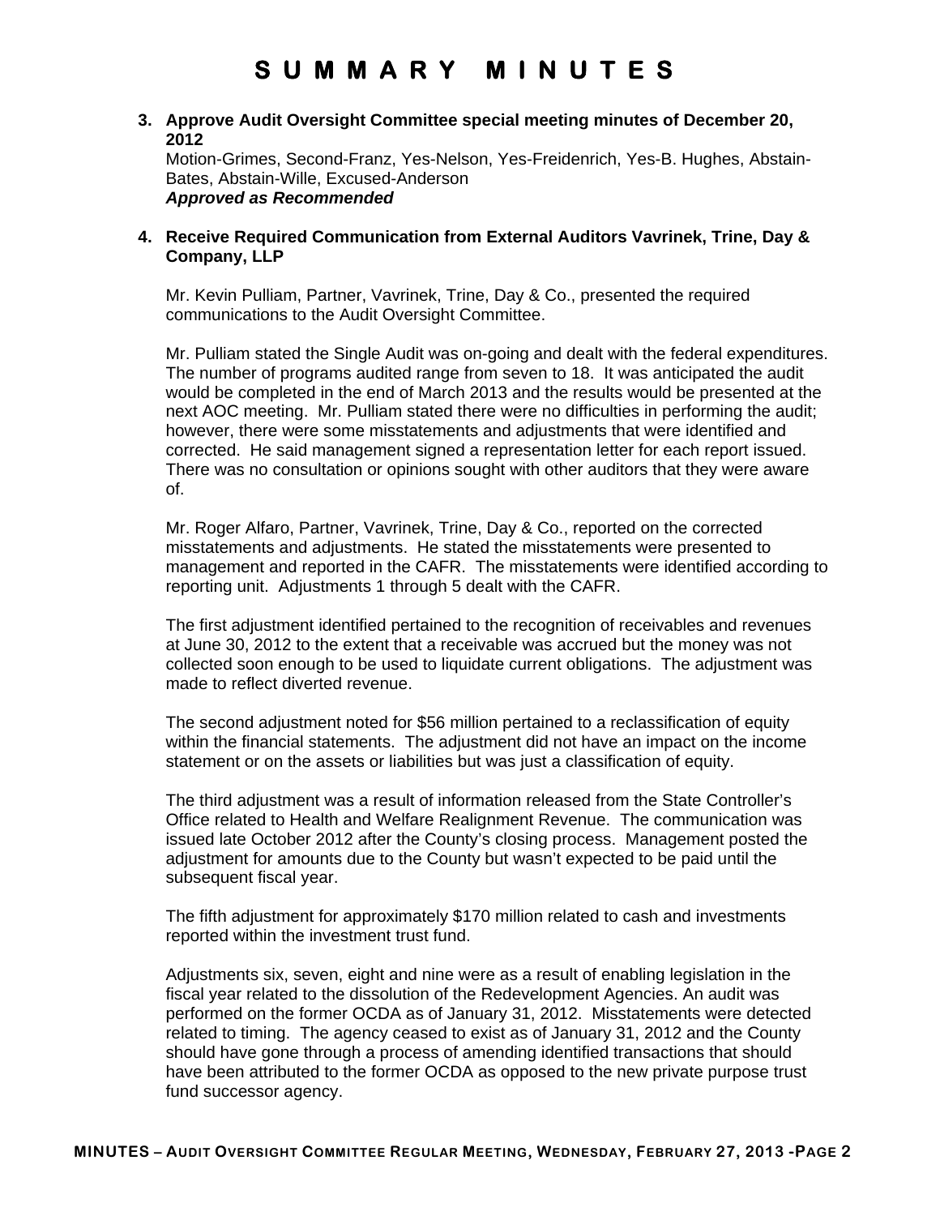# SUMMARY MINUTES

3. **Approve Audit Oversight Committee special meeting minutes of December 20, 2012**
   Motion-Grimes, Second-Franz, Yes-Nelson, Yes-Freidenrich, Yes-B. Hughes, Abstain-Bates, Abstain-Wille, Excused-Anderson
   ***Approved as Recommended***

4. **Receive Required Communication from External Auditors Vavrinek, Trine, Day & Company, LLP**

   Mr. Kevin Pulliam, Partner, Vavrinek, Trine, Day & Co., presented the required communications to the Audit Oversight Committee.

   Mr. Pulliam stated the Single Audit was on-going and dealt with the federal expenditures. The number of programs audited range from seven to 18. It was anticipated the audit would be completed in the end of March 2013 and the results would be presented at the next AOC meeting. Mr. Pulliam stated there were no difficulties in performing the audit; however, there were some misstatements and adjustments that were identified and corrected. He said management signed a representation letter for each report issued. There was no consultation or opinions sought with other auditors that they were aware of.

   Mr. Roger Alfaro, Partner, Vavrinek, Trine, Day & Co., reported on the corrected misstatements and adjustments. He stated the misstatements were presented to management and reported in the CAFR. The misstatements were identified according to reporting unit. Adjustments 1 through 5 dealt with the CAFR.

   The first adjustment identified pertained to the recognition of receivables and revenues at June 30, 2012 to the extent that a receivable was accrued but the money was not collected soon enough to be used to liquidate current obligations. The adjustment was made to reflect diverted revenue.

   The second adjustment noted for $56 million pertained to a reclassification of equity within the financial statements. The adjustment did not have an impact on the income statement or on the assets or liabilities but was just a classification of equity.

   The third adjustment was a result of information released from the State Controller's Office related to Health and Welfare Realignment Revenue. The communication was issued late October 2012 after the County's closing process. Management posted the adjustment for amounts due to the County but wasn't expected to be paid until the subsequent fiscal year.

   The fifth adjustment for approximately $170 million related to cash and investments reported within the investment trust fund.

   Adjustments six, seven, eight and nine were as a result of enabling legislation in the fiscal year related to the dissolution of the Redevelopment Agencies. An audit was performed on the former OCDA as of January 31, 2012. Misstatements were detected related to timing. The agency ceased to exist as of January 31, 2012 and the County should have gone through a process of amending identified transactions that should have been attributed to the former OCDA as opposed to the new private purpose trust fund successor agency.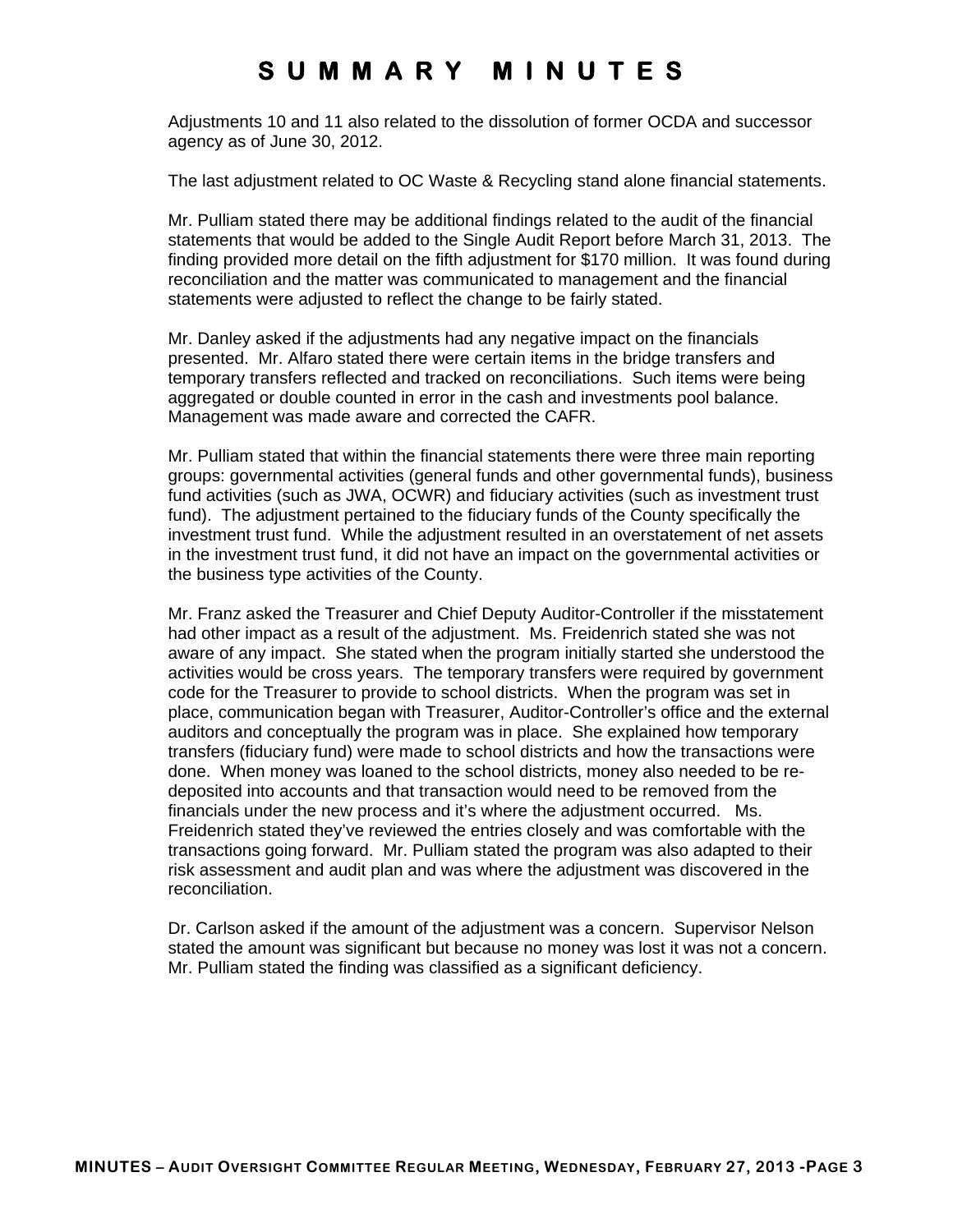Adjustments 10 and 11 also related to the dissolution of former OCDA and successor agency as of June 30, 2012.

The last adjustment related to OC Waste & Recycling stand alone financial statements.

Mr. Pulliam stated there may be additional findings related to the audit of the financial statements that would be added to the Single Audit Report before March 31, 2013. The finding provided more detail on the fifth adjustment for $170 million. It was found during reconciliation and the matter was communicated to management and the financial statements were adjusted to reflect the change to be fairly stated.

Mr. Danley asked if the adjustments had any negative impact on the financials presented. Mr. Alfaro stated there were certain items in the bridge transfers and temporary transfers reflected and tracked on reconciliations. Such items were being aggregated or double counted in error in the cash and investments pool balance. Management was made aware and corrected the CAFR.

Mr. Pulliam stated that within the financial statements there were three main reporting groups: governmental activities (general funds and other governmental funds), business fund activities (such as JWA, OCWR) and fiduciary activities (such as investment trust fund). The adjustment pertained to the fiduciary funds of the County specifically the investment trust fund. While the adjustment resulted in an overstatement of net assets in the investment trust fund, it did not have an impact on the governmental activities or the business type activities of the County.

Mr. Franz asked the Treasurer and Chief Deputy Auditor-Controller if the misstatement had other impact as a result of the adjustment. Ms. Freidenrich stated she was not aware of any impact. She stated when the program initially started she understood the activities would be cross years. The temporary transfers were required by government code for the Treasurer to provide to school districts. When the program was set in place, communication began with Treasurer, Auditor-Controller's office and the external auditors and conceptually the program was in place. She explained how temporary transfers (fiduciary fund) were made to school districts and how the transactions were done. When money was loaned to the school districts, money also needed to be re-deposited into accounts and that transaction would need to be removed from the financials under the new process and it's where the adjustment occurred. Ms. Freidenrich stated they've reviewed the entries closely and was comfortable with the transactions going forward. Mr. Pulliam stated the program was also adapted to their risk assessment and audit plan and was where the adjustment was discovered in the reconciliation.

Dr. Carlson asked if the amount of the adjustment was a concern. Supervisor Nelson stated the amount was significant but because no money was lost it was not a concern. Mr. Pulliam stated the finding was classified as a significant deficiency.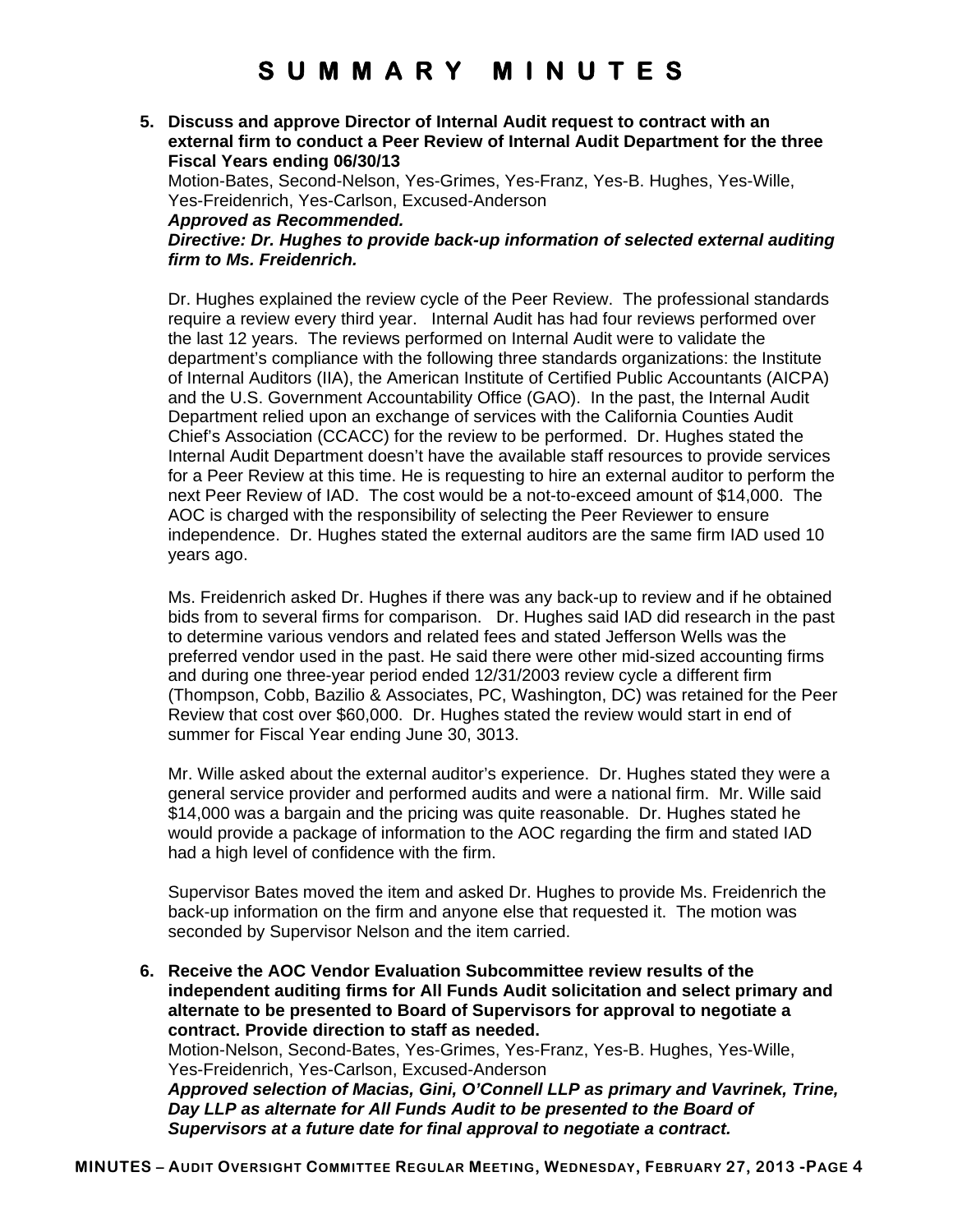# SUMMARY MINUTES

**5. Discuss and approve Director of Internal Audit request to contract with an external firm to conduct a Peer Review of Internal Audit Department for the three Fiscal Years ending 06/30/13**

Motion-Bates, Second-Nelson, Yes-Grimes, Yes-Franz, Yes-B. Hughes, Yes-Wille, Yes-Freidenrich, Yes-Carlson, Excused-Anderson

***Approved as Recommended.***

***Directive: Dr. Hughes to provide back-up information of selected external auditing firm to Ms. Freidenrich.***

Dr. Hughes explained the review cycle of the Peer Review. The professional standards require a review every third year. Internal Audit has had four reviews performed over the last 12 years. The reviews performed on Internal Audit were to validate the department's compliance with the following three standards organizations: the Institute of Internal Auditors (IIA), the American Institute of Certified Public Accountants (AICPA) and the U.S. Government Accountability Office (GAO). In the past, the Internal Audit Department relied upon an exchange of services with the California Counties Audit Chief's Association (CCACC) for the review to be performed. Dr. Hughes stated the Internal Audit Department doesn't have the available staff resources to provide services for a Peer Review at this time. He is requesting to hire an external auditor to perform the next Peer Review of IAD. The cost would be a not-to-exceed amount of $14,000. The AOC is charged with the responsibility of selecting the Peer Reviewer to ensure independence. Dr. Hughes stated the external auditors are the same firm IAD used 10 years ago.

Ms. Freidenrich asked Dr. Hughes if there was any back-up to review and if he obtained bids from to several firms for comparison. Dr. Hughes said IAD did research in the past to determine various vendors and related fees and stated Jefferson Wells was the preferred vendor used in the past. He said there were other mid-sized accounting firms and during one three-year period ended 12/31/2003 review cycle a different firm (Thompson, Cobb, Bazilio & Associates, PC, Washington, DC) was retained for the Peer Review that cost over $60,000. Dr. Hughes stated the review would start in end of summer for Fiscal Year ending June 30, 3013.

Mr. Wille asked about the external auditor's experience. Dr. Hughes stated they were a general service provider and performed audits and were a national firm. Mr. Wille said $14,000 was a bargain and the pricing was quite reasonable. Dr. Hughes stated he would provide a package of information to the AOC regarding the firm and stated IAD had a high level of confidence with the firm.

Supervisor Bates moved the item and asked Dr. Hughes to provide Ms. Freidenrich the back-up information on the firm and anyone else that requested it. The motion was seconded by Supervisor Nelson and the item carried.

**6. Receive the AOC Vendor Evaluation Subcommittee review results of the independent auditing firms for All Funds Audit solicitation and select primary and alternate to be presented to Board of Supervisors for approval to negotiate a contract. Provide direction to staff as needed.**

Motion-Nelson, Second-Bates, Yes-Grimes, Yes-Franz, Yes-B. Hughes, Yes-Wille, Yes-Freidenrich, Yes-Carlson, Excused-Anderson

***Approved selection of Macias, Gini, O'Connell LLP as primary and Vavrinek, Trine, Day LLP as alternate for All Funds Audit to be presented to the Board of Supervisors at a future date for final approval to negotiate a contract.***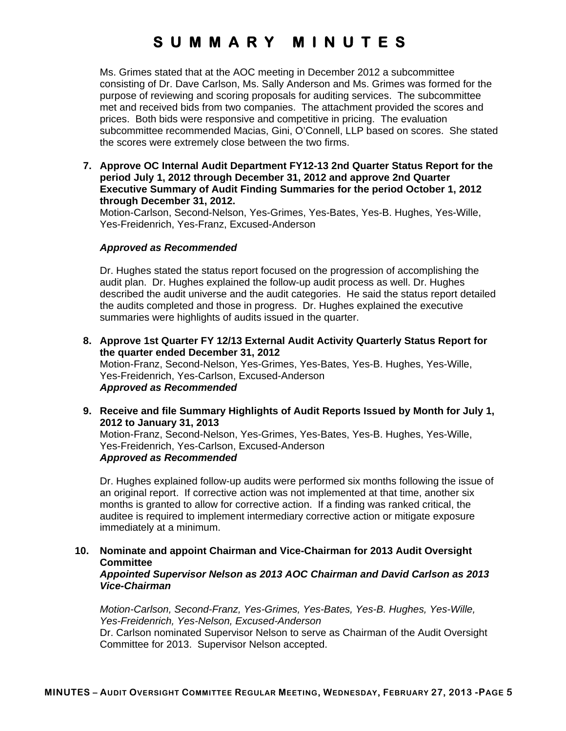Ms. Grimes stated that at the AOC meeting in December 2012 a subcommittee consisting of Dr. Dave Carlson, Ms. Sally Anderson and Ms. Grimes was formed for the purpose of reviewing and scoring proposals for auditing services. The subcommittee met and received bids from two companies. The attachment provided the scores and prices. Both bids were responsive and competitive in pricing. The evaluation subcommittee recommended Macias, Gini, O'Connell, LLP based on scores. She stated the scores were extremely close between the two firms.

**7. Approve OC Internal Audit Department FY12-13 2nd Quarter Status Report for the period July 1, 2012 through December 31, 2012 and approve 2nd Quarter Executive Summary of Audit Finding Summaries for the period October 1, 2012 through December 31, 2012.**

Motion-Carlson, Second-Nelson, Yes-Grimes, Yes-Bates, Yes-B. Hughes, Yes-Wille, Yes-Freidenrich, Yes-Franz, Excused-Anderson

***Approved as Recommended***

Dr. Hughes stated the status report focused on the progression of accomplishing the audit plan. Dr. Hughes explained the follow-up audit process as well. Dr. Hughes described the audit universe and the audit categories. He said the status report detailed the audits completed and those in progress. Dr. Hughes explained the executive summaries were highlights of audits issued in the quarter.

**8. Approve 1st Quarter FY 12/13 External Audit Activity Quarterly Status Report for the quarter ended December 31, 2012**

Motion-Franz, Second-Nelson, Yes-Grimes, Yes-Bates, Yes-B. Hughes, Yes-Wille, Yes-Freidenrich, Yes-Carlson, Excused-Anderson

***Approved as Recommended***

**9. Receive and file Summary Highlights of Audit Reports Issued by Month for July 1, 2012 to January 31, 2013**

Motion-Franz, Second-Nelson, Yes-Grimes, Yes-Bates, Yes-B. Hughes, Yes-Wille, Yes-Freidenrich, Yes-Carlson, Excused-Anderson

***Approved as Recommended***

Dr. Hughes explained follow-up audits were performed six months following the issue of an original report. If corrective action was not implemented at that time, another six months is granted to allow for corrective action. If a finding was ranked critical, the auditee is required to implement intermediary corrective action or mitigate exposure immediately at a minimum.

**10. Nominate and appoint Chairman and Vice-Chairman for 2013 Audit Oversight Committee**

***Appointed Supervisor Nelson as 2013 AOC Chairman and David Carlson as 2013 Vice-Chairman***

*Motion-Carlson, Second-Franz, Yes-Grimes, Yes-Bates, Yes-B. Hughes, Yes-Wille, Yes-Freidenrich, Yes-Nelson, Excused-Anderson*

Dr. Carlson nominated Supervisor Nelson to serve as Chairman of the Audit Oversight Committee for 2013. Supervisor Nelson accepted.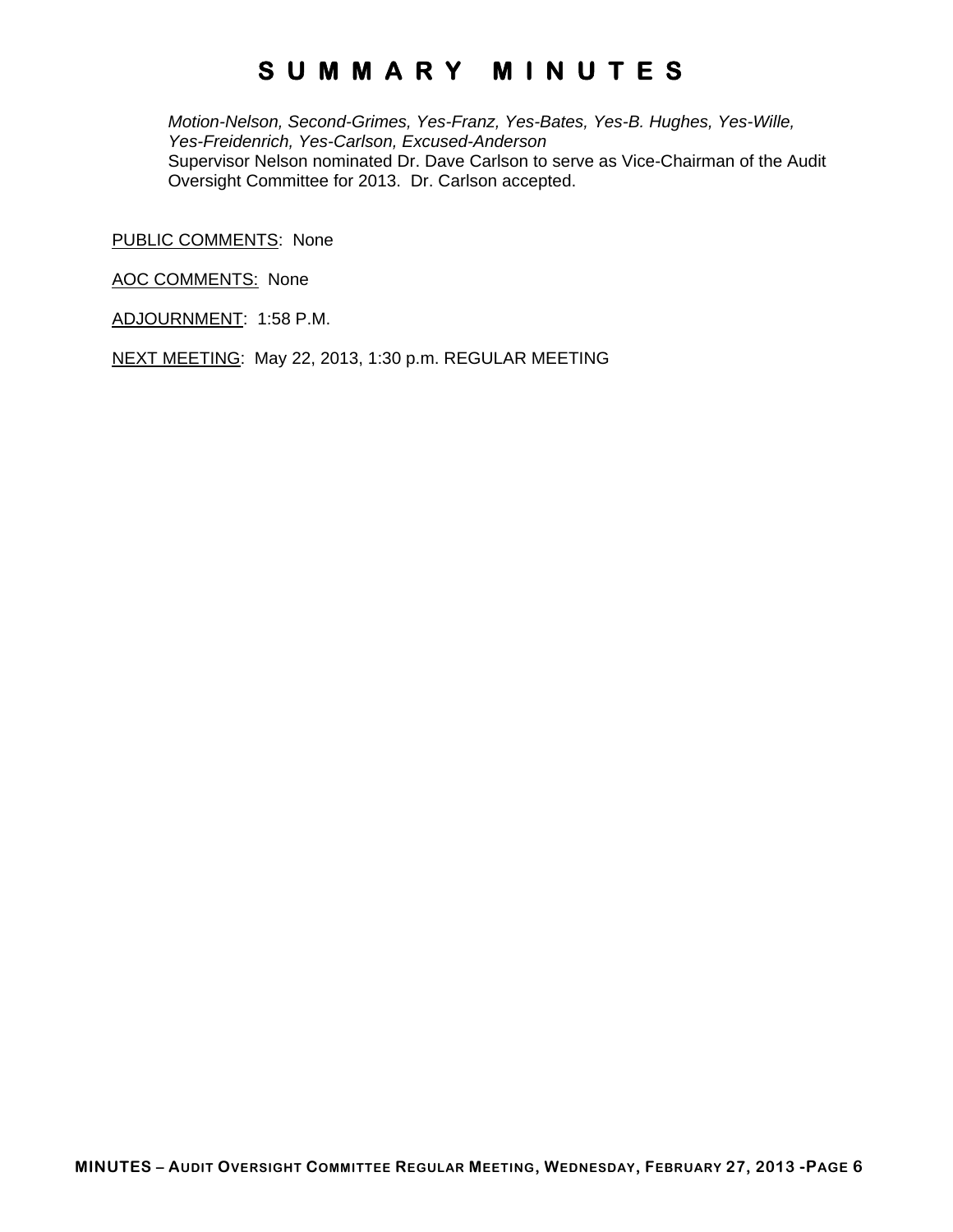# SUMMARY MINUTES

*Motion-Nelson, Second-Grimes, Yes-Franz, Yes-Bates, Yes-B. Hughes, Yes-Wille, Yes-Freidenrich, Yes-Carlson, Excused-Anderson*
Supervisor Nelson nominated Dr. Dave Carlson to serve as Vice-Chairman of the Audit Oversight Committee for 2013. Dr. Carlson accepted.

PUBLIC COMMENTS: None

AOC COMMENTS: None

ADJOURNMENT: 1:58 P.M.

NEXT MEETING: May 22, 2013, 1:30 p.m. REGULAR MEETING